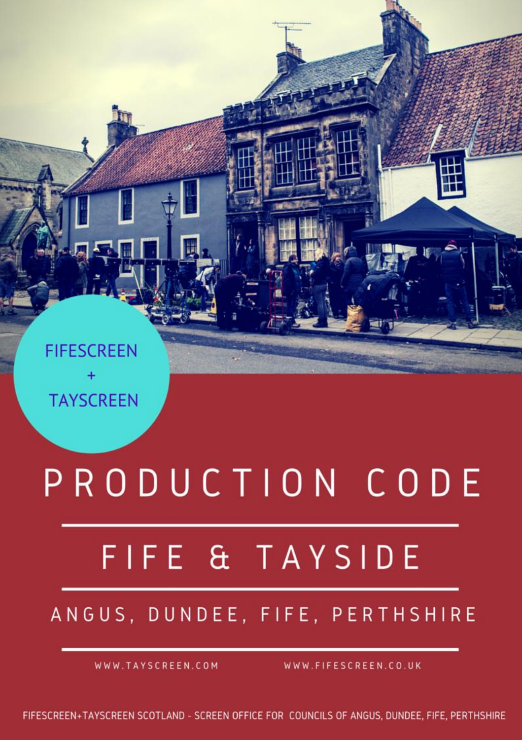FIFESCREEN + TAYSCREEN

# PRODUCTION CODE

## FIFE & TAYSIDE

### ANGUS, DUNDEE, FIFE, PERTHSHIRE

WWW.TAYSCREEN.COM WWW.FIFESCREEN.CO.UK

FIFESCREEN+TAYSCREEN SCOTLAND - SCREEN OFFICE FOR COUNCILS OF ANGUS, DUNDEE, FIFE, PERTHSHIRE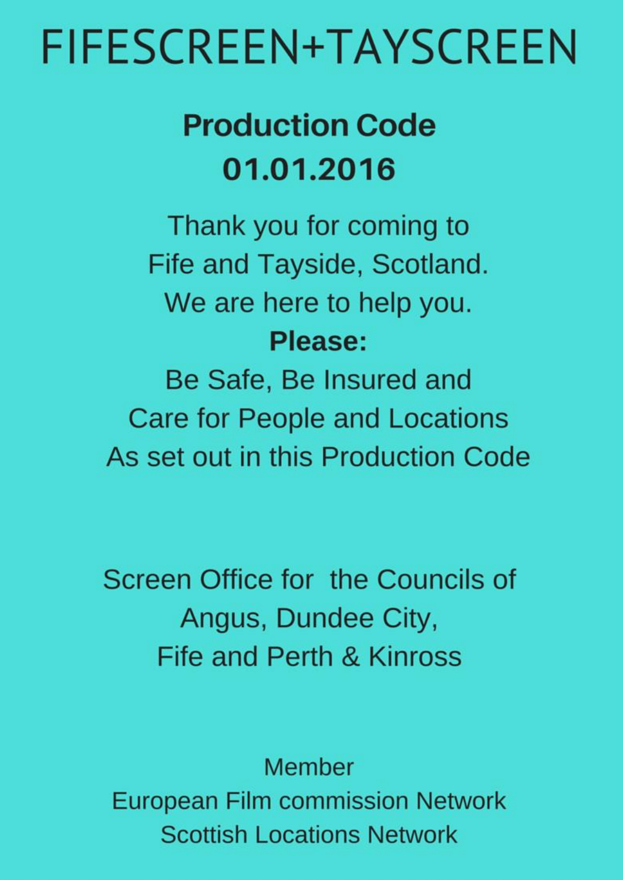# FIFESCREEN+TAYSCREEN

## Production Code
## 01.01.2016

Thank you for coming to
Fife and Tayside, Scotland.
We are here to help you.

**Please:**

Be Safe, Be Insured and
Care for People and Locations
As set out in this Production Code

Screen Office for the Councils of
Angus, Dundee City,
Fife and Perth & Kinross

Member
European Film commission Network
Scottish Locations Network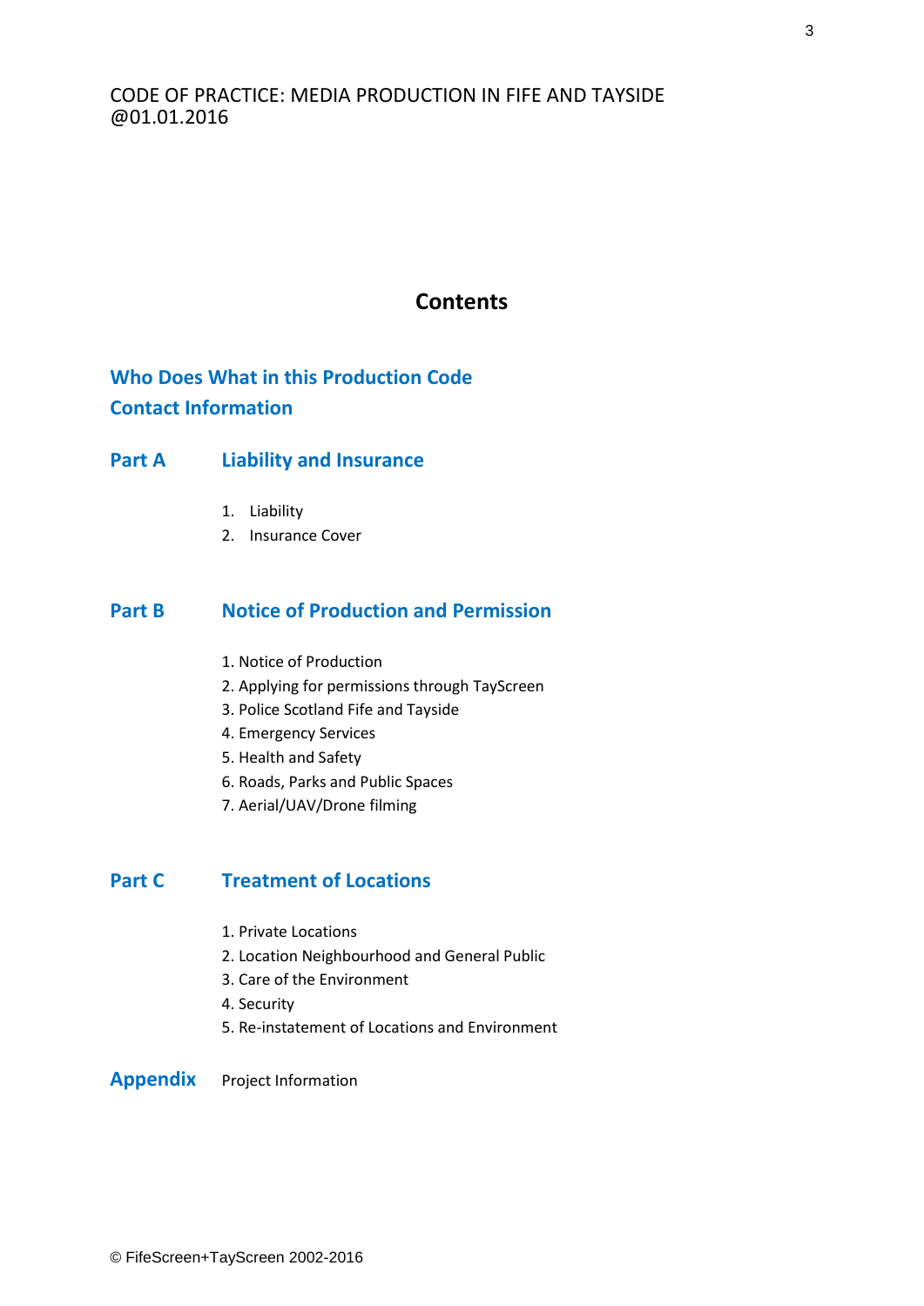CODE OF PRACTICE: MEDIA PRODUCTION IN FIFE AND TAYSIDE
@01.01.2016

# Contents

## Who Does What in this Production Code

## Contact Information

## Part A Liability and Insurance

1. Liability
2. Insurance Cover

## Part B Notice of Production and Permission

1. Notice of Production
2. Applying for permissions through TayScreen
3. Police Scotland Fife and Tayside
4. Emergency Services
5. Health and Safety
6. Roads, Parks and Public Spaces
7. Aerial/UAV/Drone filming

## Part C Treatment of Locations

1. Private Locations
2. Location Neighbourhood and General Public
3. Care of the Environment
4. Security
5. Re-instatement of Locations and Environment

## Appendix

Project Information

© FifeScreen+TayScreen 2002-2016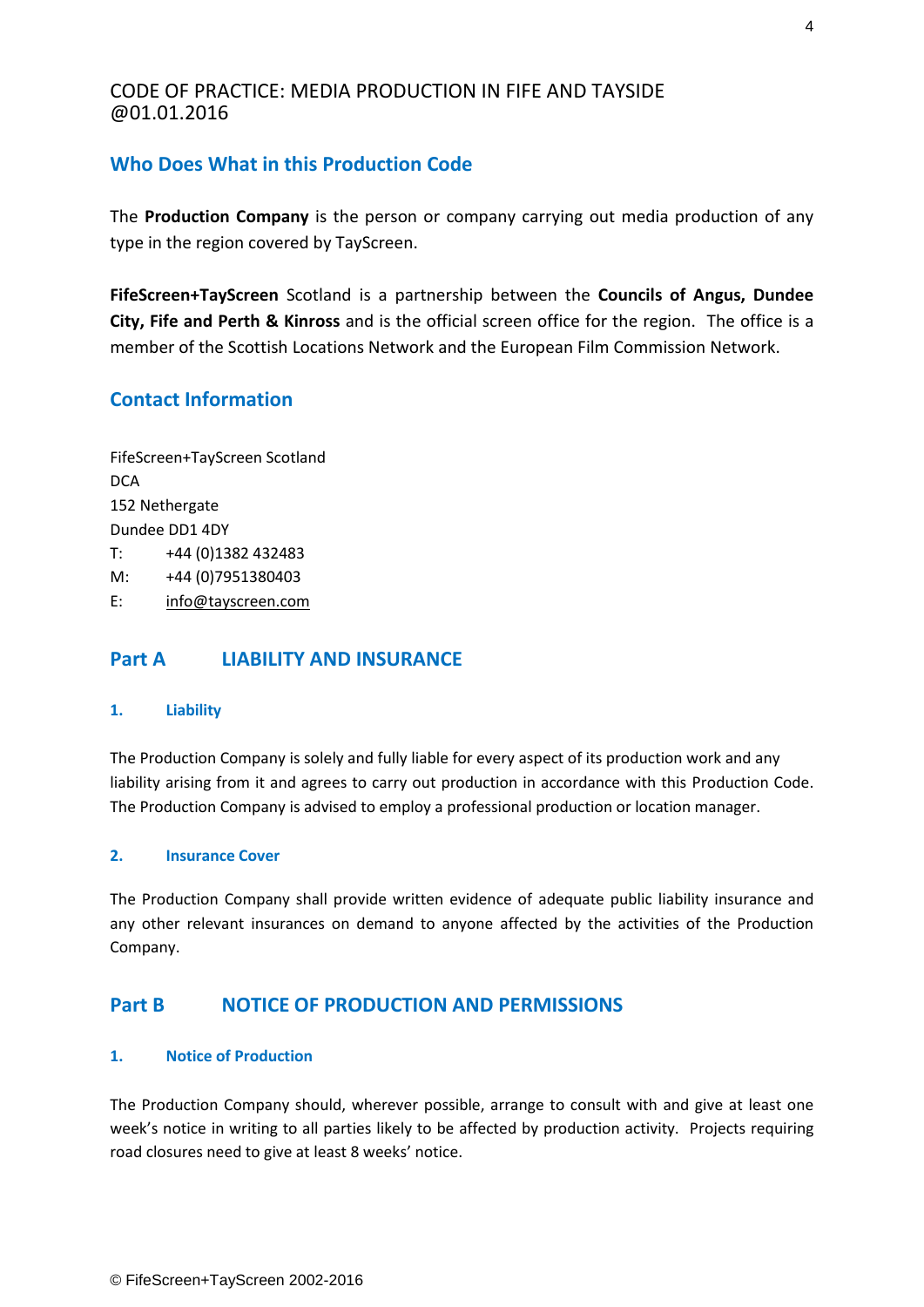CODE OF PRACTICE: MEDIA PRODUCTION IN FIFE AND TAYSIDE @01.01.2016

## Who Does What in this Production Code

The **Production Company** is the person or company carrying out media production of any type in the region covered by TayScreen.

**FifeScreen+TayScreen** Scotland is a partnership between the **Councils of Angus, Dundee City, Fife and Perth & Kinross** and is the official screen office for the region. The office is a member of the Scottish Locations Network and the European Film Commission Network.

## Contact Information

FifeScreen+TayScreen Scotland
DCA
152 Nethergate
Dundee DD1 4DY
T: +44 (0)1382 432483
M: +44 (0)7951380403
E: info@tayscreen.com

## Part A LIABILITY AND INSURANCE

### 1. Liability

The Production Company is solely and fully liable for every aspect of its production work and any liability arising from it and agrees to carry out production in accordance with this Production Code. The Production Company is advised to employ a professional production or location manager.

### 2. Insurance Cover

The Production Company shall provide written evidence of adequate public liability insurance and any other relevant insurances on demand to anyone affected by the activities of the Production Company.

## Part B NOTICE OF PRODUCTION AND PERMISSIONS

### 1. Notice of Production

The Production Company should, wherever possible, arrange to consult with and give at least one week's notice in writing to all parties likely to be affected by production activity. Projects requiring road closures need to give at least 8 weeks' notice.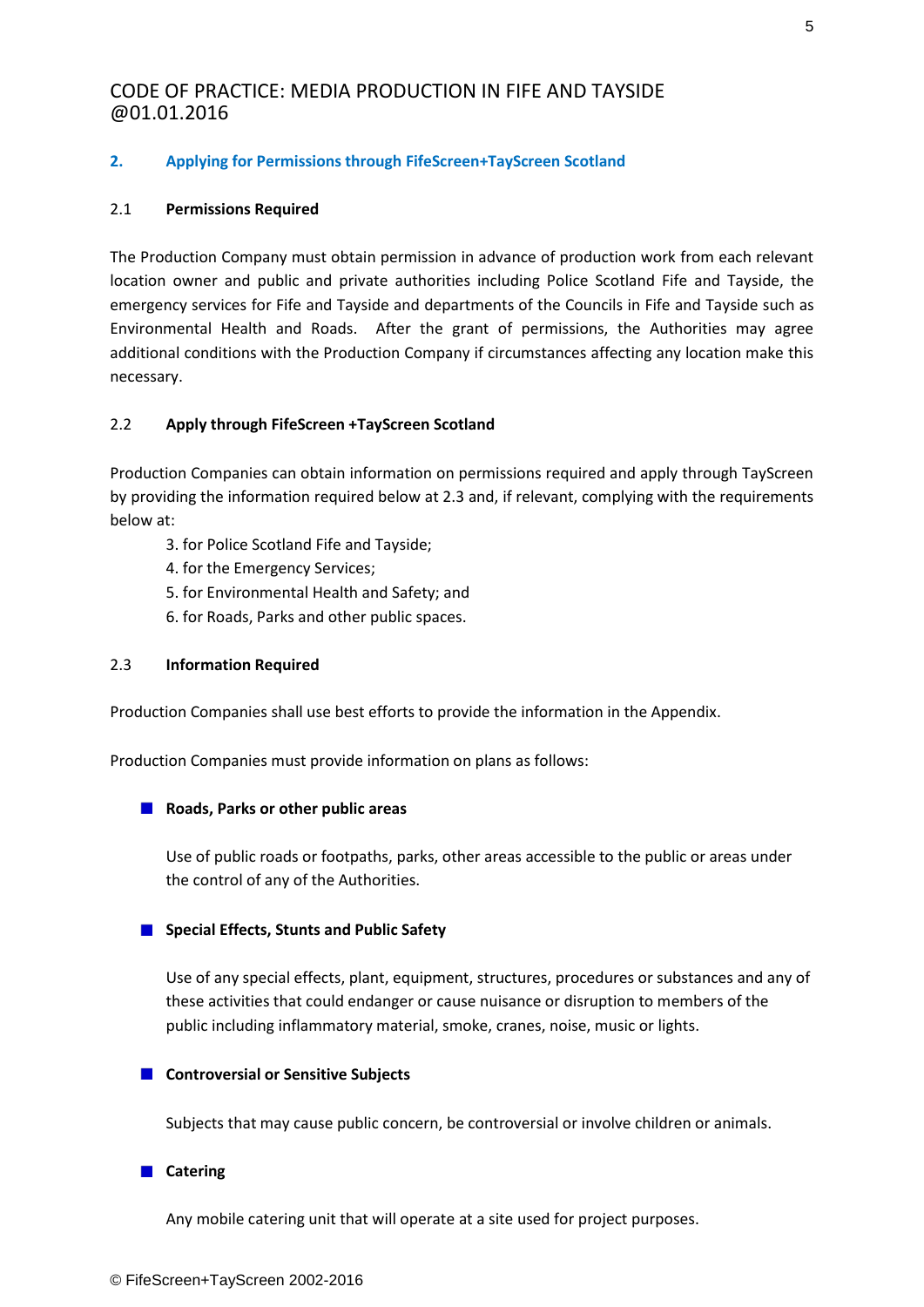## 2. Applying for Permissions through FifeScreen+TayScreen Scotland

### 2.1 Permissions Required

The Production Company must obtain permission in advance of production work from each relevant location owner and public and private authorities including Police Scotland Fife and Tayside, the emergency services for Fife and Tayside and departments of the Councils in Fife and Tayside such as Environmental Health and Roads. After the grant of permissions, the Authorities may agree additional conditions with the Production Company if circumstances affecting any location make this necessary.

### 2.2 Apply through FifeScreen +TayScreen Scotland

Production Companies can obtain information on permissions required and apply through TayScreen by providing the information required below at 2.3 and, if relevant, complying with the requirements below at:

3. for Police Scotland Fife and Tayside;
4. for the Emergency Services;
5. for Environmental Health and Safety; and
6. for Roads, Parks and other public spaces.

### 2.3 Information Required

Production Companies shall use best efforts to provide the information in the Appendix.

Production Companies must provide information on plans as follows:

- **Roads, Parks or other public areas**

  Use of public roads or footpaths, parks, other areas accessible to the public or areas under the control of any of the Authorities.

- **Special Effects, Stunts and Public Safety**

  Use of any special effects, plant, equipment, structures, procedures or substances and any of these activities that could endanger or cause nuisance or disruption to members of the public including inflammatory material, smoke, cranes, noise, music or lights.

- **Controversial or Sensitive Subjects**

  Subjects that may cause public concern, be controversial or involve children or animals.

- **Catering**

  Any mobile catering unit that will operate at a site used for project purposes.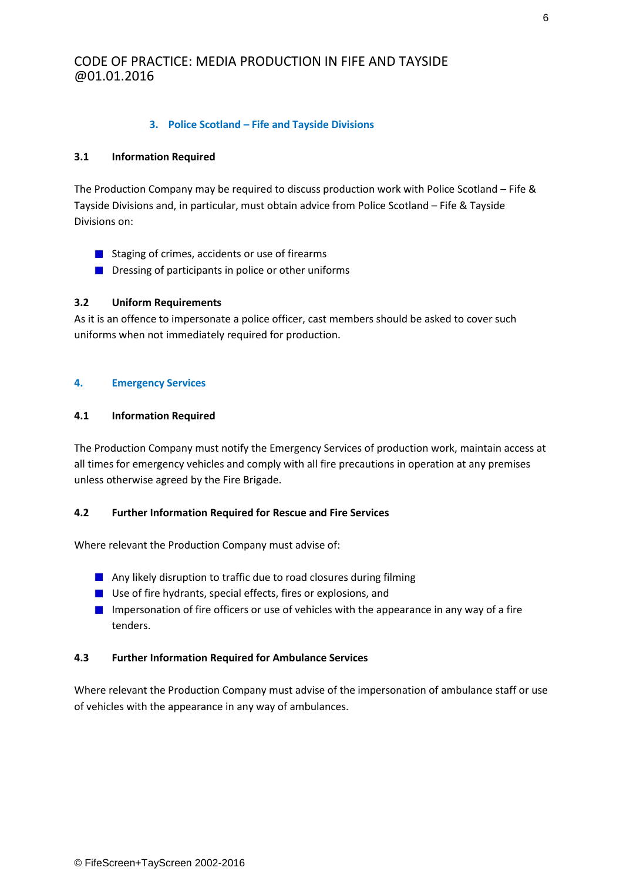## 3. Police Scotland – Fife and Tayside Divisions

### 3.1 Information Required

The Production Company may be required to discuss production work with Police Scotland – Fife & Tayside Divisions and, in particular, must obtain advice from Police Scotland – Fife & Tayside Divisions on:

- Staging of crimes, accidents or use of firearms
- Dressing of participants in police or other uniforms

### 3.2 Uniform Requirements

As it is an offence to impersonate a police officer, cast members should be asked to cover such uniforms when not immediately required for production.

## 4. Emergency Services

### 4.1 Information Required

The Production Company must notify the Emergency Services of production work, maintain access at all times for emergency vehicles and comply with all fire precautions in operation at any premises unless otherwise agreed by the Fire Brigade.

### 4.2 Further Information Required for Rescue and Fire Services

Where relevant the Production Company must advise of:

- Any likely disruption to traffic due to road closures during filming
- Use of fire hydrants, special effects, fires or explosions, and
- Impersonation of fire officers or use of vehicles with the appearance in any way of a fire tenders.

### 4.3 Further Information Required for Ambulance Services

Where relevant the Production Company must advise of the impersonation of ambulance staff or use of vehicles with the appearance in any way of ambulances.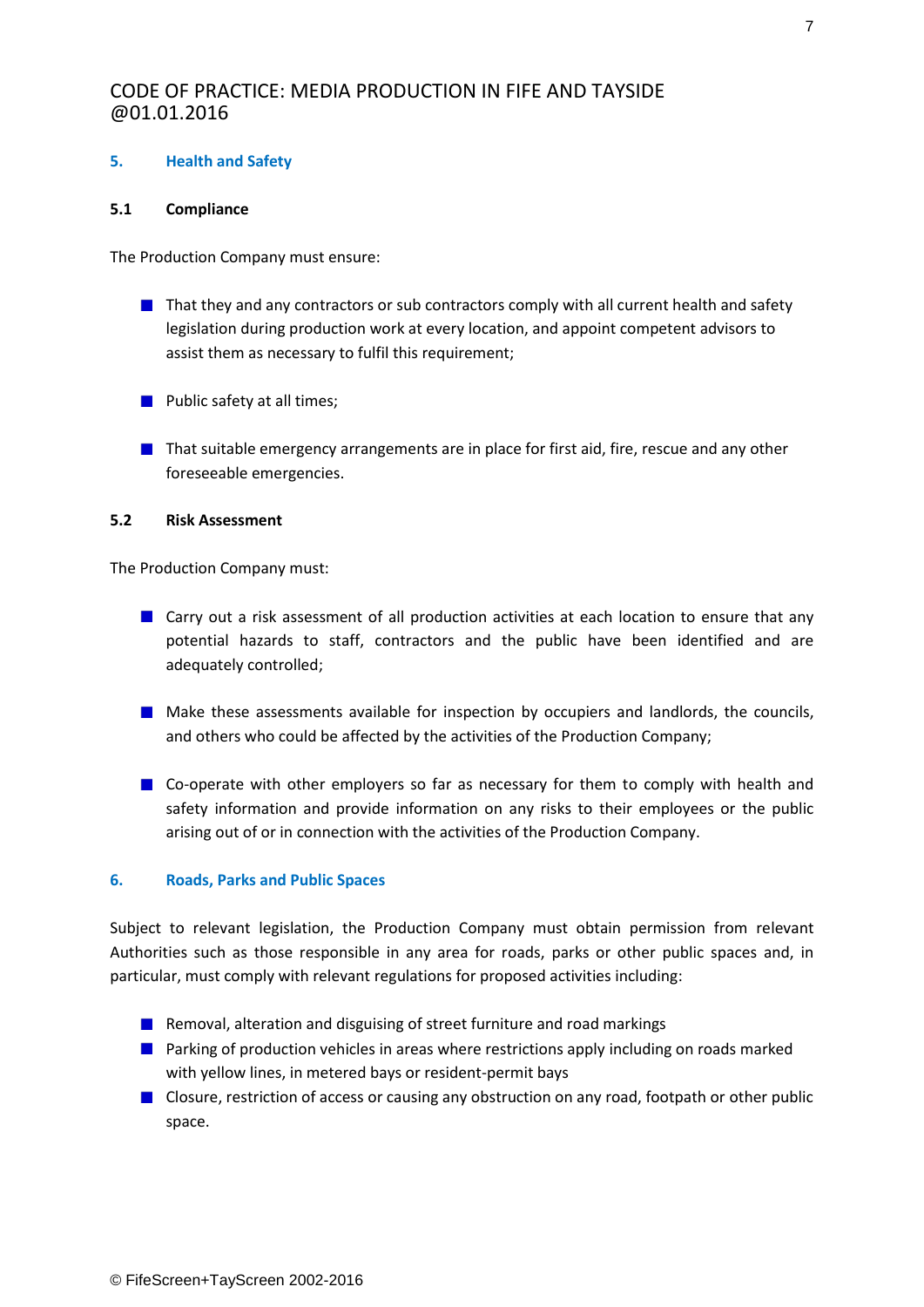## 5. Health and Safety

### 5.1 Compliance

The Production Company must ensure:

- That they and any contractors or sub contractors comply with all current health and safety legislation during production work at every location, and appoint competent advisors to assist them as necessary to fulfil this requirement;

- Public safety at all times;

- That suitable emergency arrangements are in place for first aid, fire, rescue and any other foreseeable emergencies.

### 5.2 Risk Assessment

The Production Company must:

- Carry out a risk assessment of all production activities at each location to ensure that any potential hazards to staff, contractors and the public have been identified and are adequately controlled;

- Make these assessments available for inspection by occupiers and landlords, the councils, and others who could be affected by the activities of the Production Company;

- Co-operate with other employers so far as necessary for them to comply with health and safety information and provide information on any risks to their employees or the public arising out of or in connection with the activities of the Production Company.

## 6. Roads, Parks and Public Spaces

Subject to relevant legislation, the Production Company must obtain permission from relevant Authorities such as those responsible in any area for roads, parks or other public spaces and, in particular, must comply with relevant regulations for proposed activities including:

- Removal, alteration and disguising of street furniture and road markings
- Parking of production vehicles in areas where restrictions apply including on roads marked with yellow lines, in metered bays or resident-permit bays
- Closure, restriction of access or causing any obstruction on any road, footpath or other public space.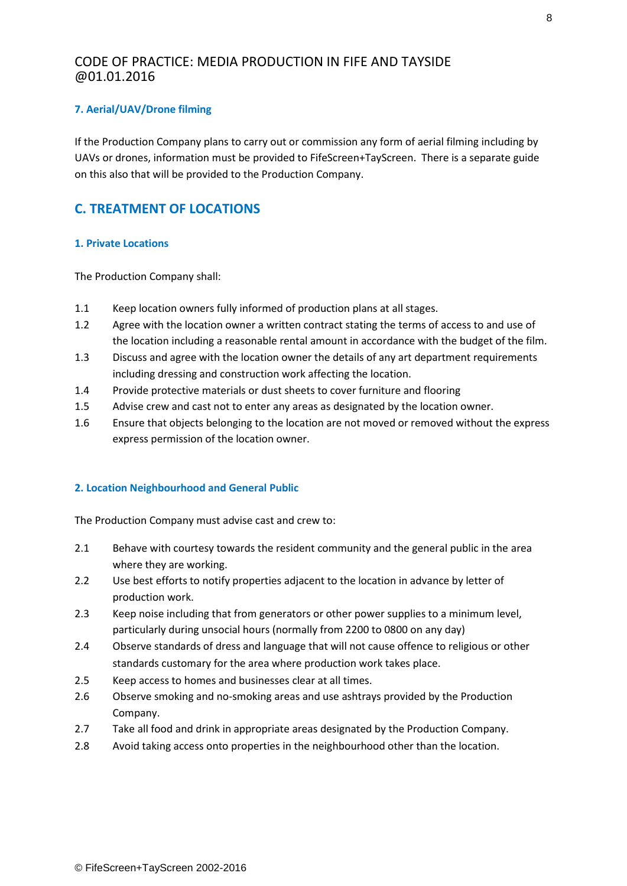## CODE OF PRACTICE: MEDIA PRODUCTION IN FIFE AND TAYSIDE @01.01.2016

#### 7. Aerial/UAV/Drone filming

If the Production Company plans to carry out or commission any form of aerial filming including by UAVs or drones, information must be provided to FifeScreen+TayScreen. There is a separate guide on this also that will be provided to the Production Company.

## C. TREATMENT OF LOCATIONS

#### 1. Private Locations

The Production Company shall:

1.1 Keep location owners fully informed of production plans at all stages.

1.2 Agree with the location owner a written contract stating the terms of access to and use of the location including a reasonable rental amount in accordance with the budget of the film.

1.3 Discuss and agree with the location owner the details of any art department requirements including dressing and construction work affecting the location.

1.4 Provide protective materials or dust sheets to cover furniture and flooring

1.5 Advise crew and cast not to enter any areas as designated by the location owner.

1.6 Ensure that objects belonging to the location are not moved or removed without the express express permission of the location owner.

#### 2. Location Neighbourhood and General Public

The Production Company must advise cast and crew to:

2.1 Behave with courtesy towards the resident community and the general public in the area where they are working.

2.2 Use best efforts to notify properties adjacent to the location in advance by letter of production work.

2.3 Keep noise including that from generators or other power supplies to a minimum level, particularly during unsocial hours (normally from 2200 to 0800 on any day)

2.4 Observe standards of dress and language that will not cause offence to religious or other standards customary for the area where production work takes place.

2.5 Keep access to homes and businesses clear at all times.

2.6 Observe smoking and no-smoking areas and use ashtrays provided by the Production Company.

2.7 Take all food and drink in appropriate areas designated by the Production Company.

2.8 Avoid taking access onto properties in the neighbourhood other than the location.

© FifeScreen+TayScreen 2002-2016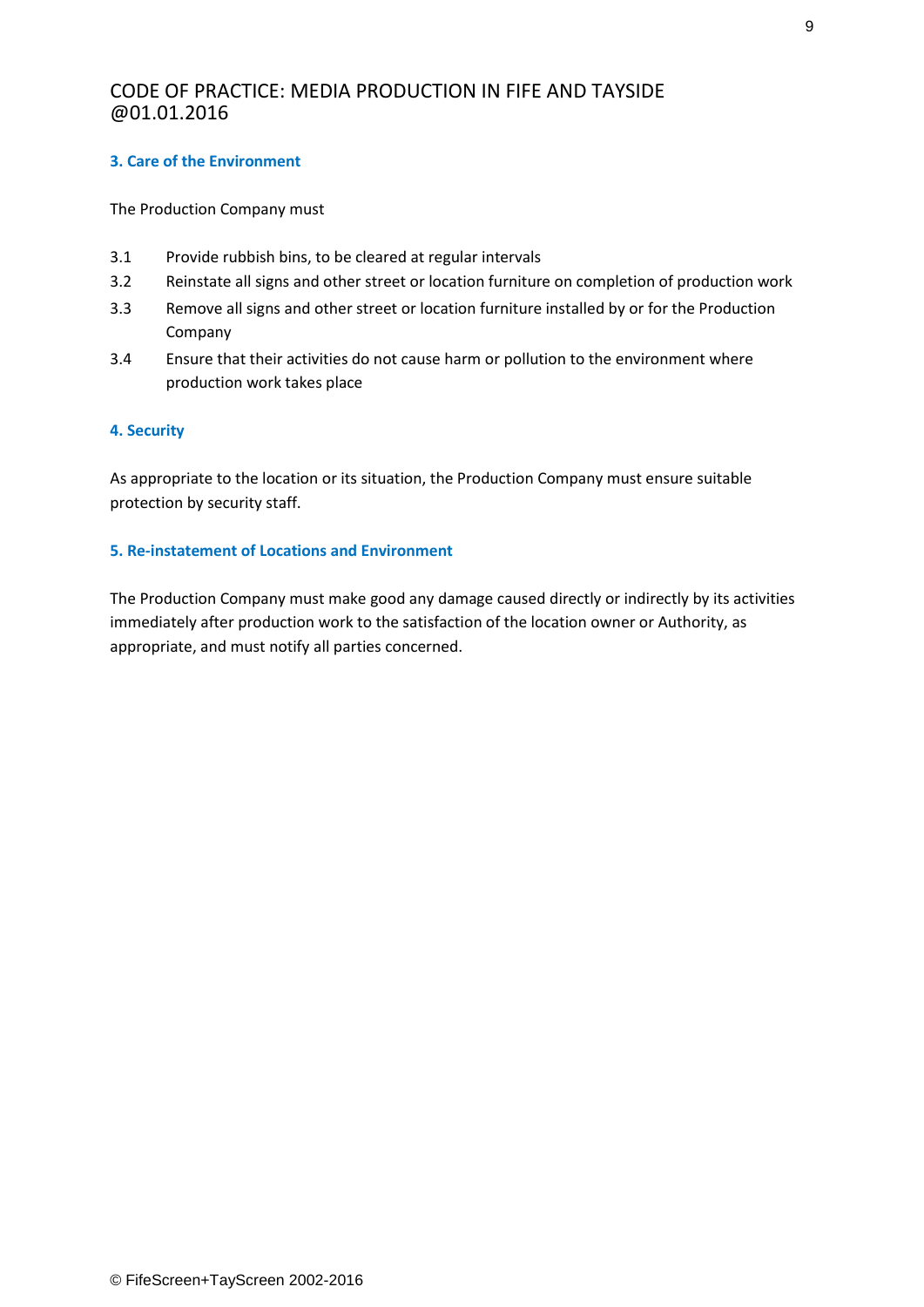## 3. Care of the Environment

The Production Company must

3.1 Provide rubbish bins, to be cleared at regular intervals

3.2 Reinstate all signs and other street or location furniture on completion of production work

3.3 Remove all signs and other street or location furniture installed by or for the Production Company

3.4 Ensure that their activities do not cause harm or pollution to the environment where production work takes place

## 4. Security

As appropriate to the location or its situation, the Production Company must ensure suitable protection by security staff.

## 5. Re-instatement of Locations and Environment

The Production Company must make good any damage caused directly or indirectly by its activities immediately after production work to the satisfaction of the location owner or Authority, as appropriate, and must notify all parties concerned.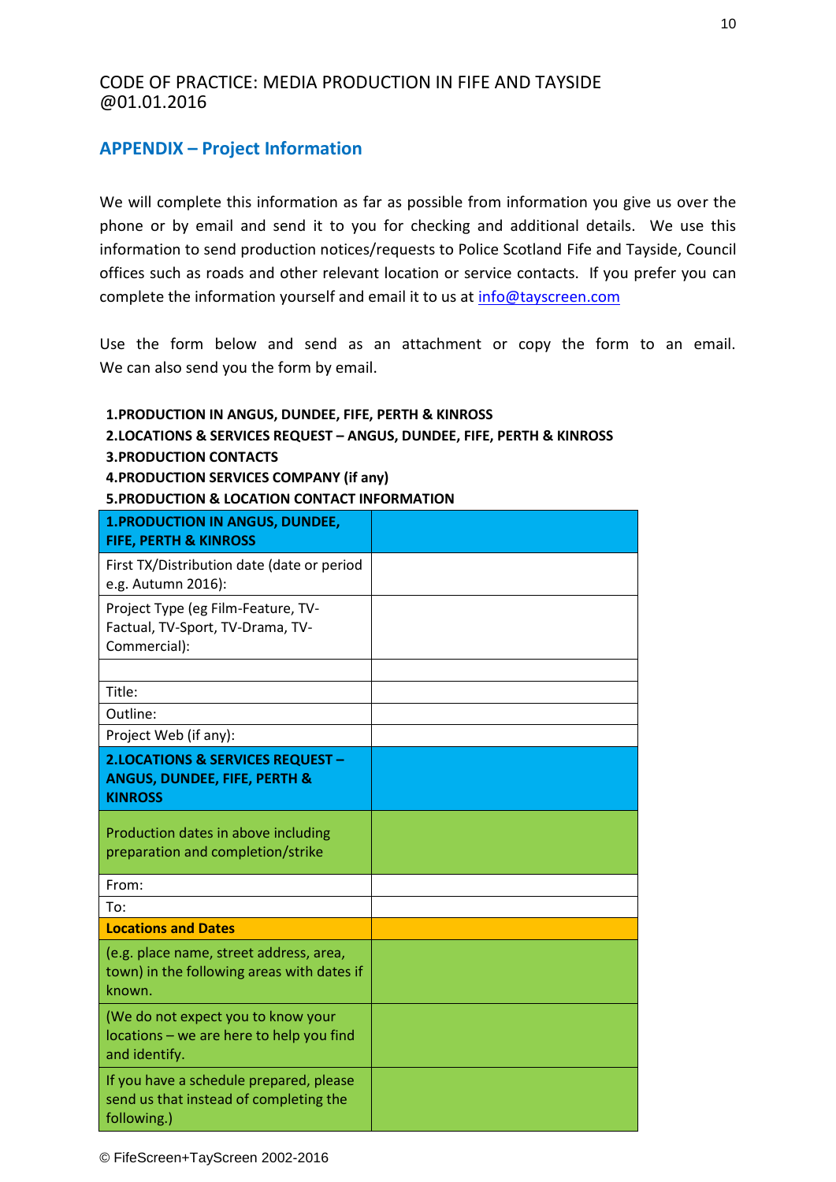CODE OF PRACTICE: MEDIA PRODUCTION IN FIFE AND TAYSIDE @01.01.2016

## APPENDIX – Project Information

We will complete this information as far as possible from information you give us over the phone or by email and send it to you for checking and additional details. We use this information to send production notices/requests to Police Scotland Fife and Tayside, Council offices such as roads and other relevant location or service contacts. If you prefer you can complete the information yourself and email it to us at info@tayscreen.com

Use the form below and send as an attachment or copy the form to an email. We can also send you the form by email.

**1.PRODUCTION IN ANGUS, DUNDEE, FIFE, PERTH & KINROSS**
**2.LOCATIONS & SERVICES REQUEST – ANGUS, DUNDEE, FIFE, PERTH & KINROSS**
**3.PRODUCTION CONTACTS**
**4.PRODUCTION SERVICES COMPANY (if any)**
**5.PRODUCTION & LOCATION CONTACT INFORMATION**

| **1.PRODUCTION IN ANGUS, DUNDEE, FIFE, PERTH & KINROSS** | |
|---|---|
| First TX/Distribution date (date or period e.g. Autumn 2016): | |
| Project Type (eg Film-Feature, TV-Factual, TV-Sport, TV-Drama, TV-Commercial): | |
| | |
| Title: | |
| Outline: | |
| Project Web (if any): | |
| **2.LOCATIONS & SERVICES REQUEST – ANGUS, DUNDEE, FIFE, PERTH & KINROSS** | |
| Production dates in above including preparation and completion/strike | |
| From: | |
| To: | |
| **Locations and Dates** | |
| (e.g. place name, street address, area, town) in the following areas with dates if known. | |
| (We do not expect you to know your locations – we are here to help you find and identify. | |
| If you have a schedule prepared, please send us that instead of completing the following.) | |

© FifeScreen+TayScreen 2002-2016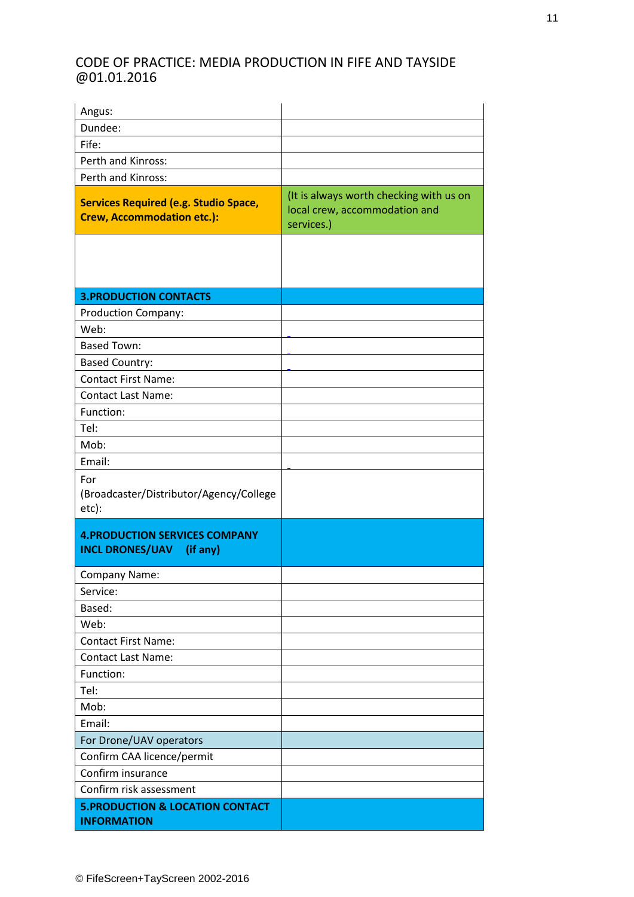CODE OF PRACTICE: MEDIA PRODUCTION IN FIFE AND TAYSIDE @01.01.2016

| | |
|---|---|
| Angus: | |
| Dundee: | |
| Fife: | |
| Perth and Kinross: | |
| Perth and Kinross: | |
| **Services Required (e.g. Studio Space, Crew, Accommodation etc.):** | (It is always worth checking with us on local crew, accommodation and services.) |
| | |
| **3.PRODUCTION CONTACTS** | |
| Production Company: | |
| Web: | |
| Based Town: | |
| Based Country: | |
| Contact First Name: | |
| Contact Last Name: | |
| Function: | |
| Tel: | |
| Mob: | |
| Email: | |
| For (Broadcaster/Distributor/Agency/College etc): | |
| **4.PRODUCTION SERVICES COMPANY INCL DRONES/UAV (if any)** | |
| Company Name: | |
| Service: | |
| Based: | |
| Web: | |
| Contact First Name: | |
| Contact Last Name: | |
| Function: | |
| Tel: | |
| Mob: | |
| Email: | |
| For Drone/UAV operators | |
| Confirm CAA licence/permit | |
| Confirm insurance | |
| Confirm risk assessment | |
| **5.PRODUCTION & LOCATION CONTACT INFORMATION** | |

© FifeScreen+TayScreen 2002-2016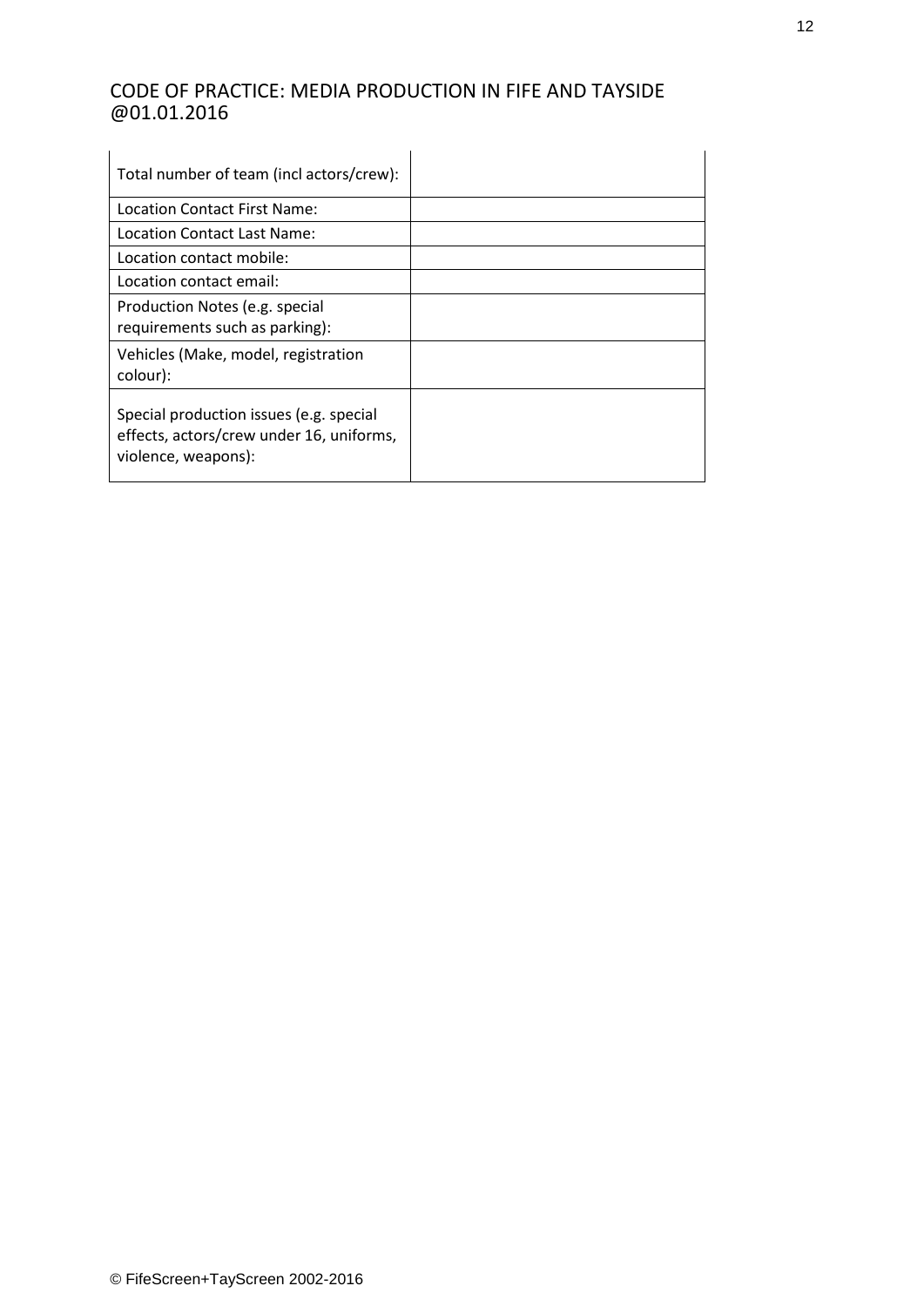| | |
|---|---|
| Total number of team (incl actors/crew): | |
| Location Contact First Name: | |
| Location Contact Last Name: | |
| Location contact mobile: | |
| Location contact email: | |
| Production Notes (e.g. special requirements such as parking): | |
| Vehicles (Make, model, registration colour): | |
| Special production issues (e.g. special effects, actors/crew under 16, uniforms, violence, weapons): | |